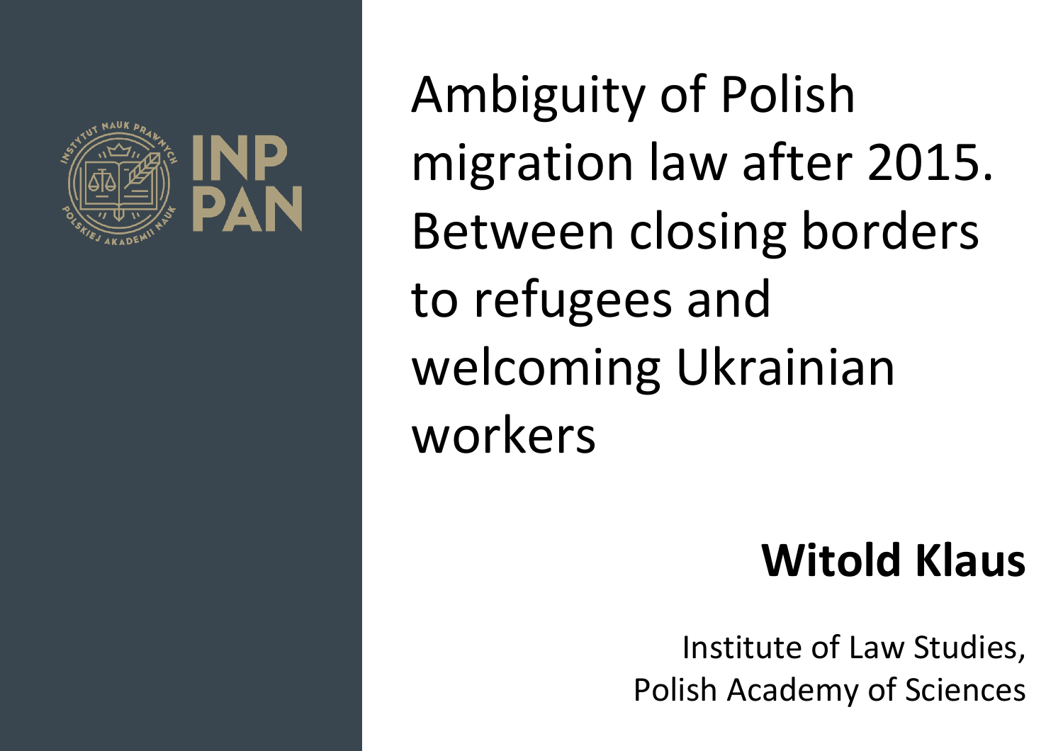# Ambiguity of Polish migration law after 2015. Between closing borders to refugees and welcoming Ukrainian workers

**Witold Klaus**

Institute of Law Studies,
Polish Academy of Sciences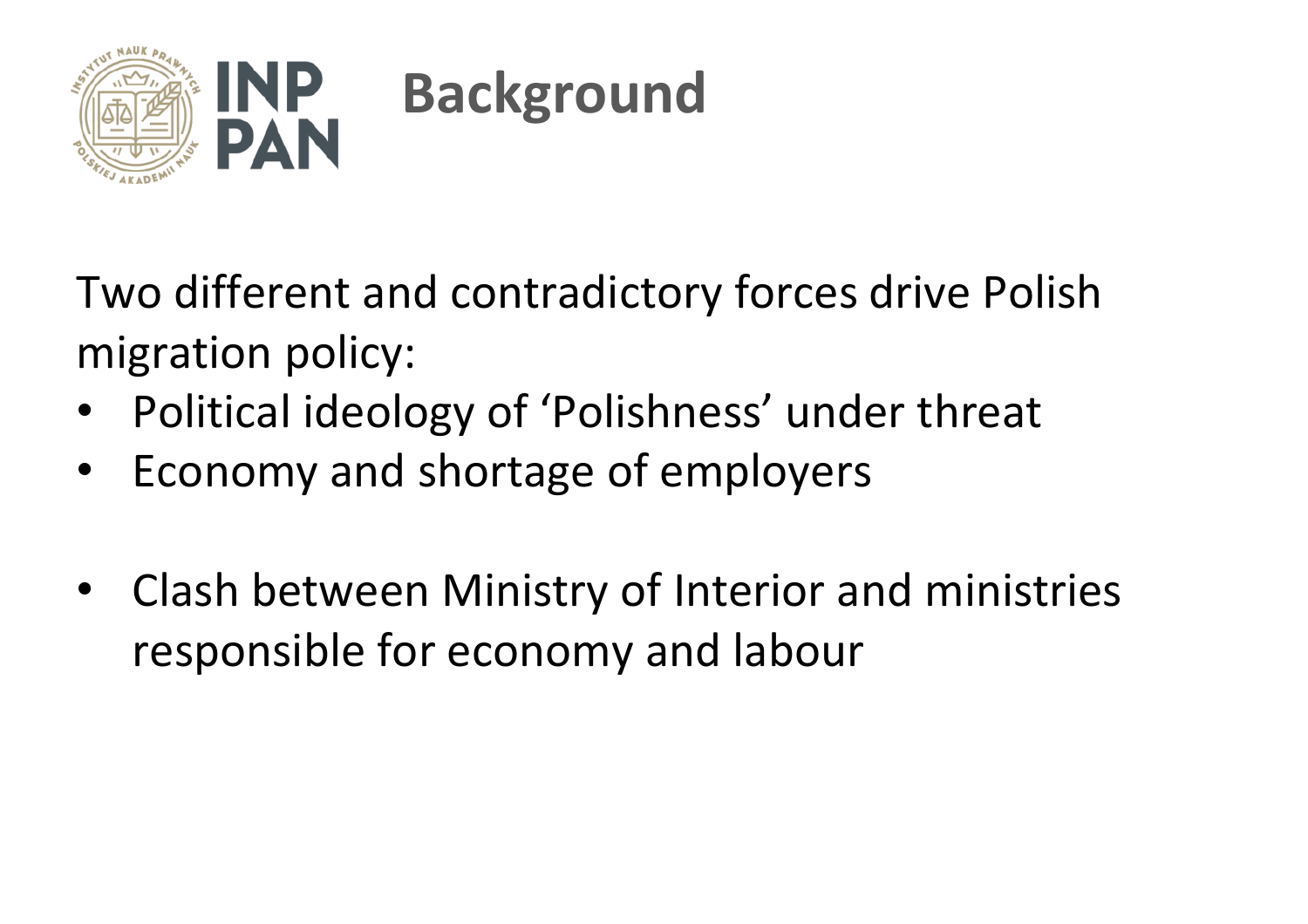# Background

Two different and contradictory forces drive Polish migration policy:

- Political ideology of 'Polishness' under threat
- Economy and shortage of employers

- Clash between Ministry of Interior and ministries responsible for economy and labour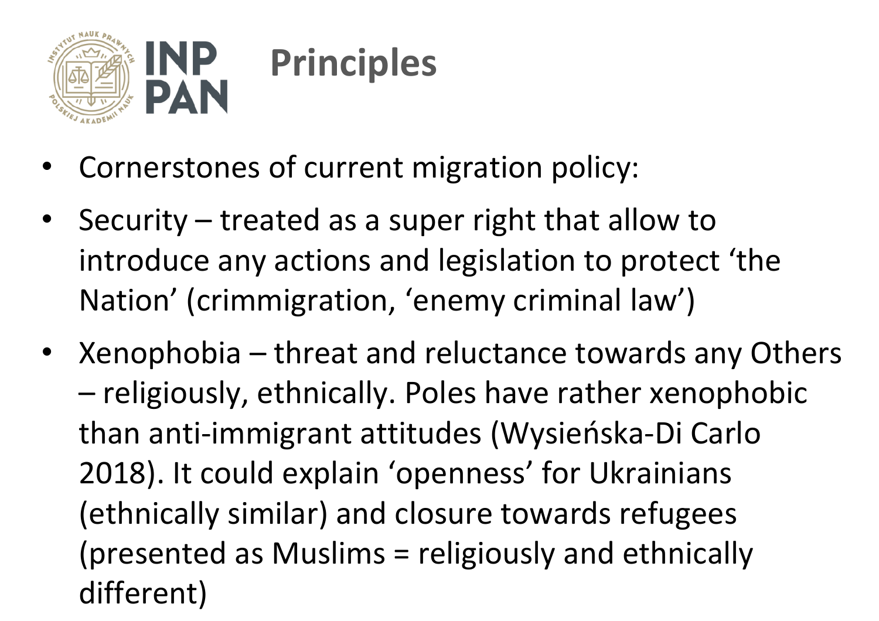# Principles

- Cornerstones of current migration policy:
- Security – treated as a super right that allow to introduce any actions and legislation to protect 'the Nation' (crimmigration, 'enemy criminal law')
- Xenophobia – threat and reluctance towards any Others – religiously, ethnically. Poles have rather xenophobic than anti-immigrant attitudes (Wysieńska-Di Carlo 2018). It could explain 'openness' for Ukrainians (ethnically similar) and closure towards refugees (presented as Muslims = religiously and ethnically different)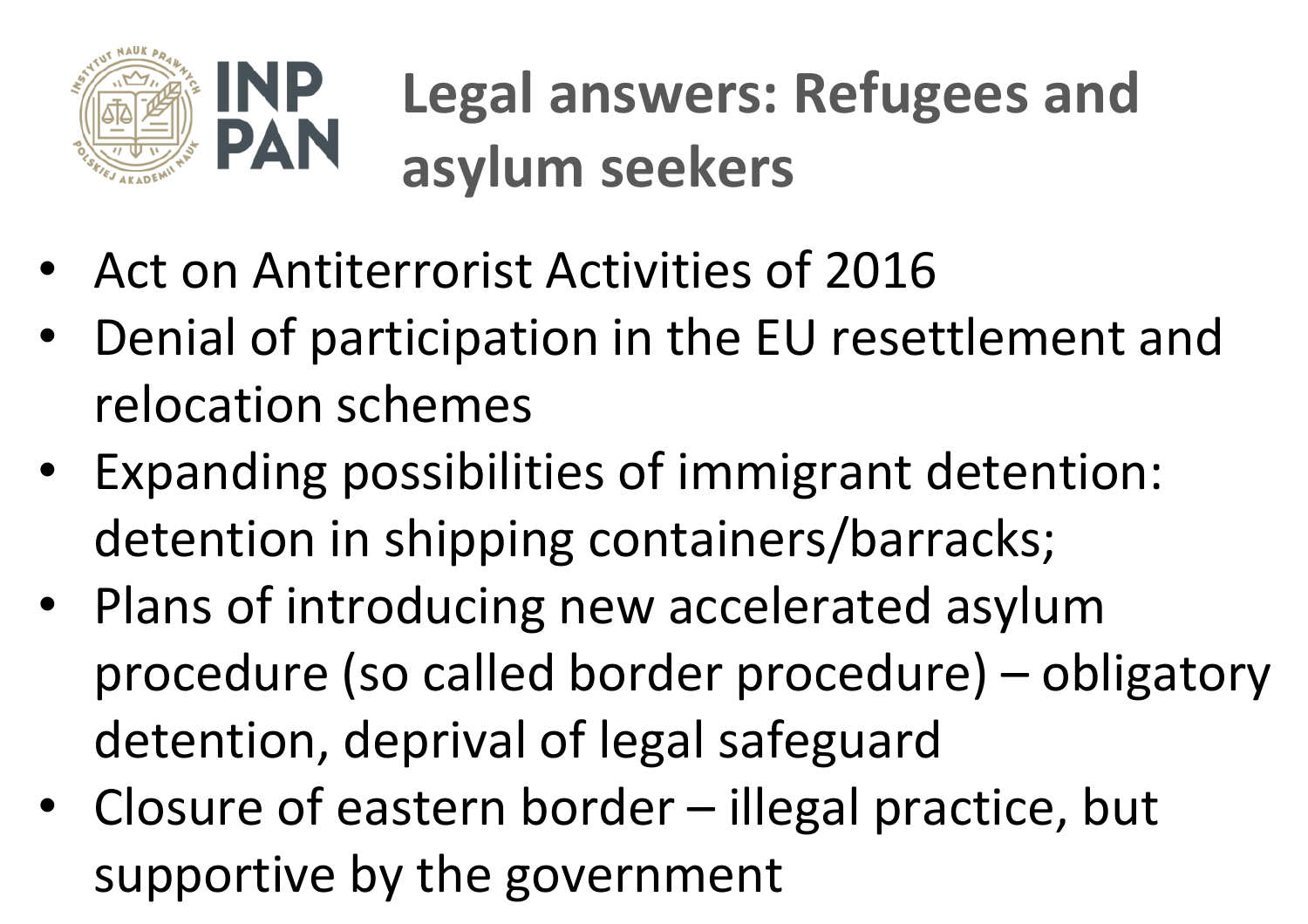# Legal answers: Refugees and asylum seekers

- Act on Antiterrorist Activities of 2016
- Denial of participation in the EU resettlement and relocation schemes
- Expanding possibilities of immigrant detention: detention in shipping containers/barracks;
- Plans of introducing new accelerated asylum procedure (so called border procedure) – obligatory detention, deprival of legal safeguard
- Closure of eastern border – illegal practice, but supportive by the government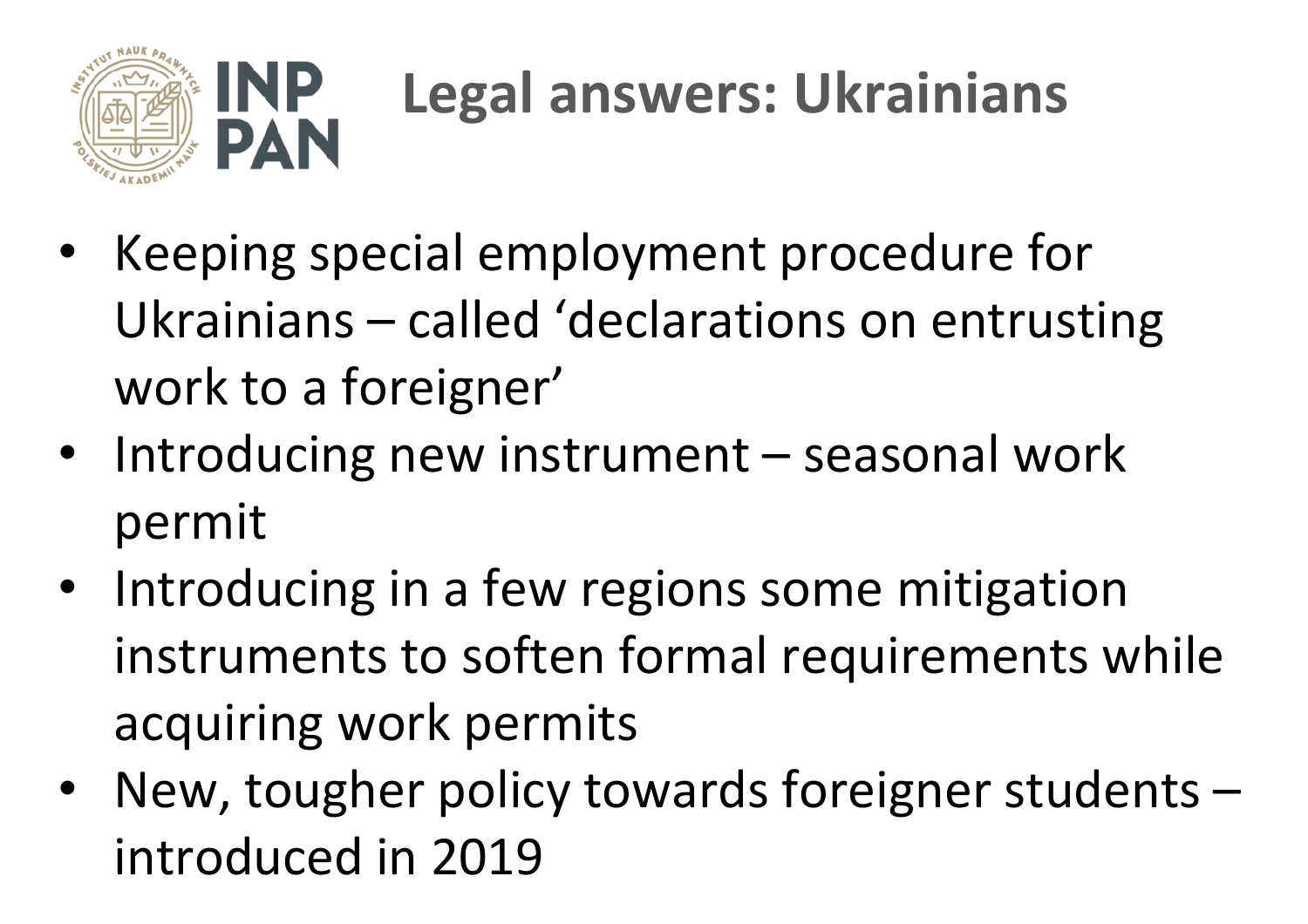# Legal answers: Ukrainians

- Keeping special employment procedure for Ukrainians – called 'declarations on entrusting work to a foreigner'
- Introducing new instrument – seasonal work permit
- Introducing in a few regions some mitigation instruments to soften formal requirements while acquiring work permits
- New, tougher policy towards foreigner students – introduced in 2019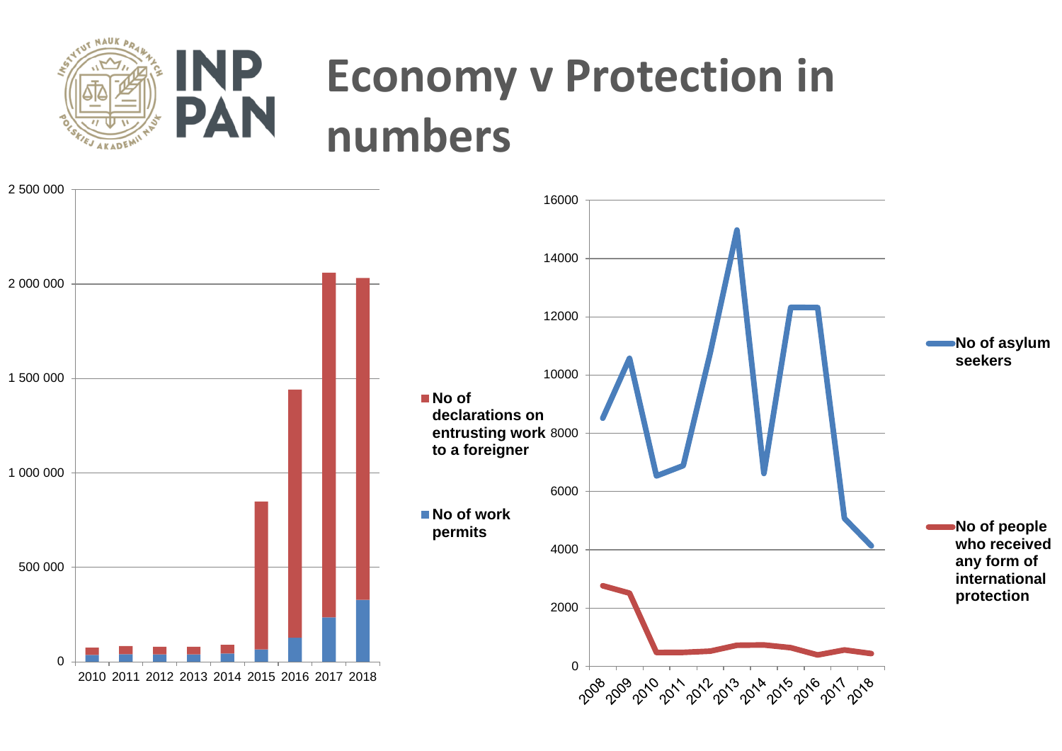# Economy v Protection in numbers

2 500 000
2 000 000
1 500 000
1 000 000
500 000
0

2010 2011 2012 2013 2014 2015 2016 2017 2018

- No of declarations on entrusting work to a foreigner
- No of work permits

16000
14000
12000
10000
8000
6000
4000
2000
0

2008 2009 2010 2011 2012 2013 2014 2015 2016 2017 2018

- No of asylum seekers
- No of people who received any form of international protection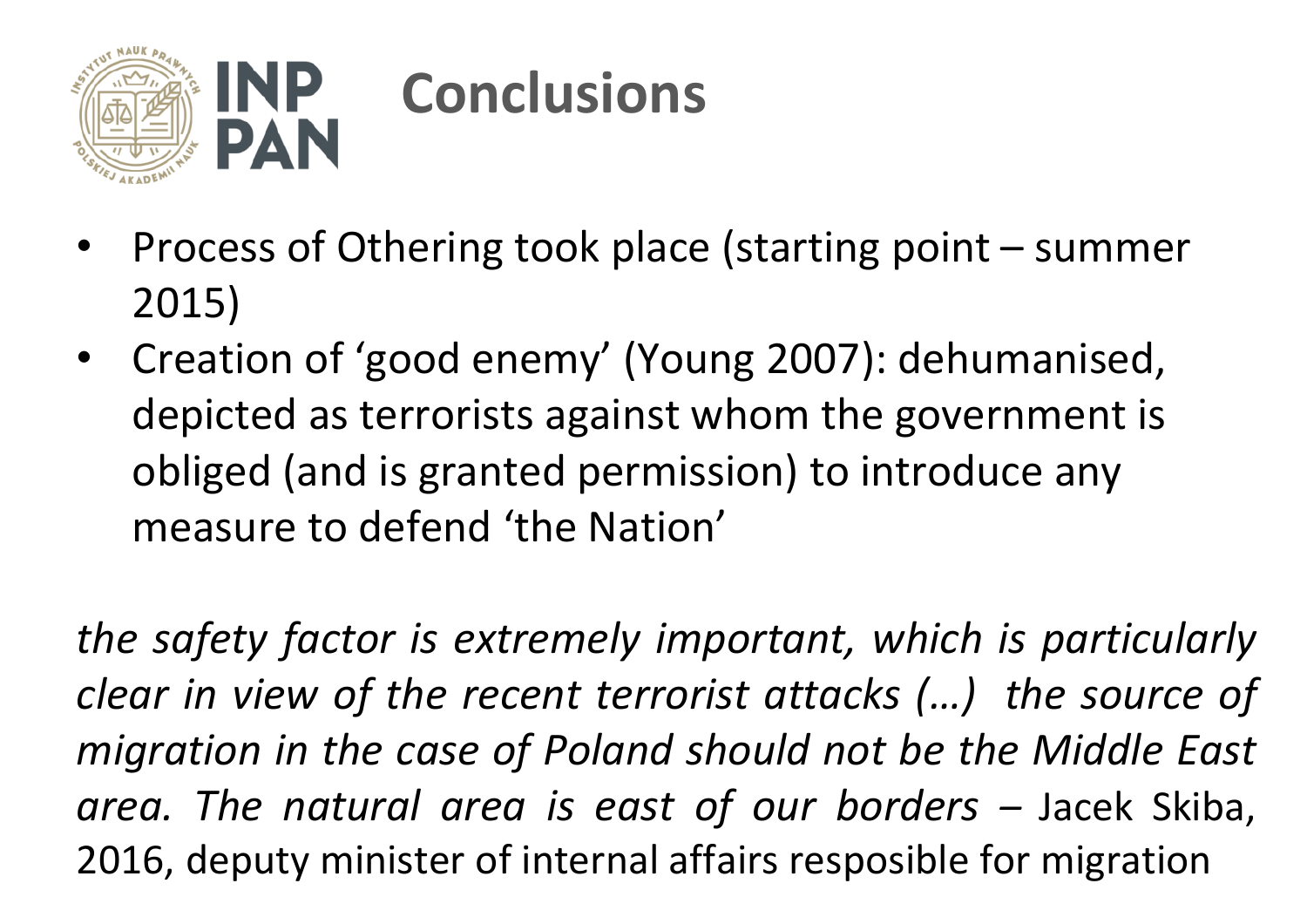# Conclusions

- Process of Othering took place (starting point – summer 2015)
- Creation of 'good enemy' (Young 2007): dehumanised, depicted as terrorists against whom the government is obliged (and is granted permission) to introduce any measure to defend 'the Nation'

*the safety factor is extremely important, which is particularly clear in view of the recent terrorist attacks (…) the source of migration in the case of Poland should not be the Middle East area. The natural area is east of our borders* – Jacek Skiba, 2016, deputy minister of internal affairs resposible for migration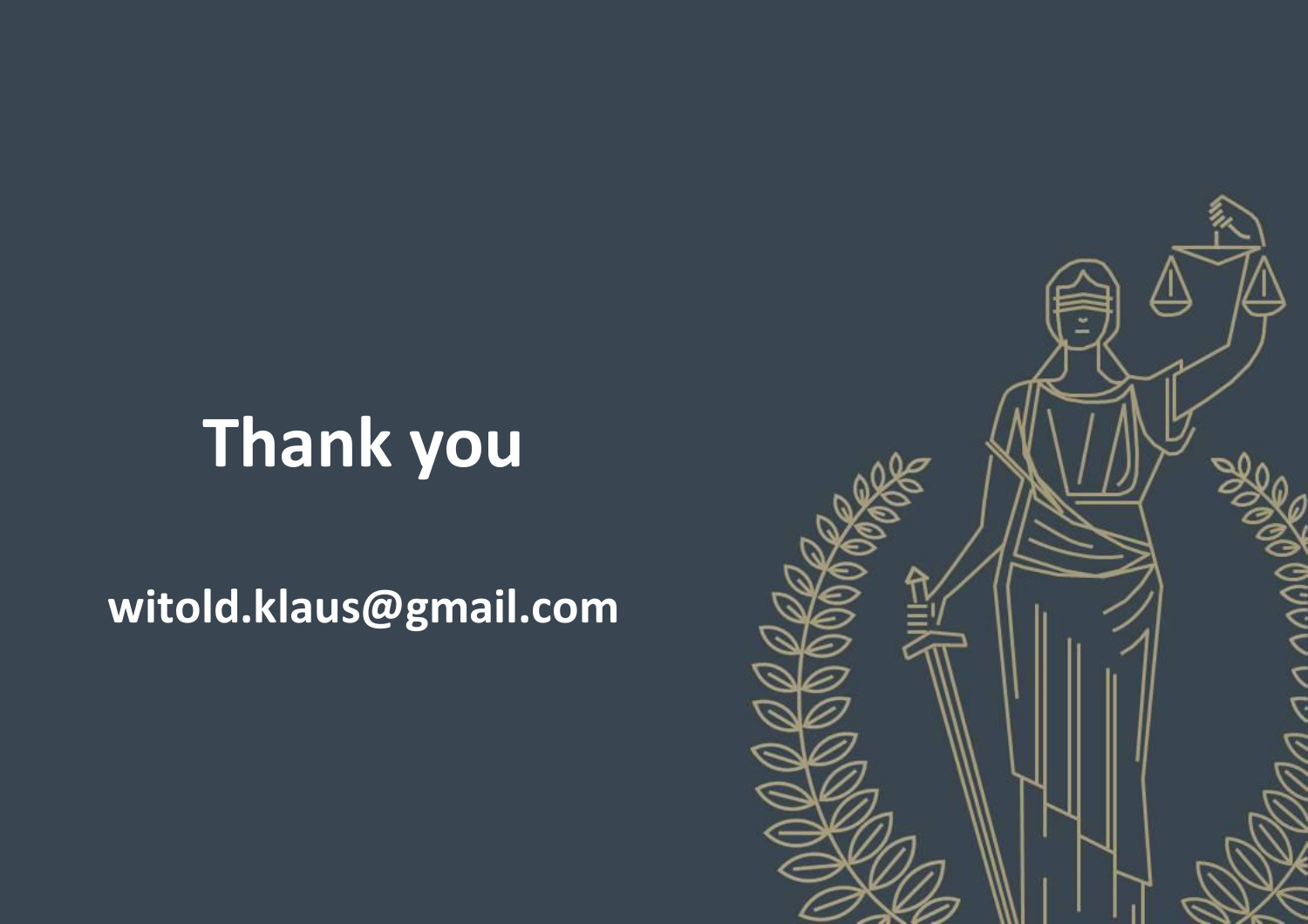# Thank you

**witold.klaus@gmail.com**